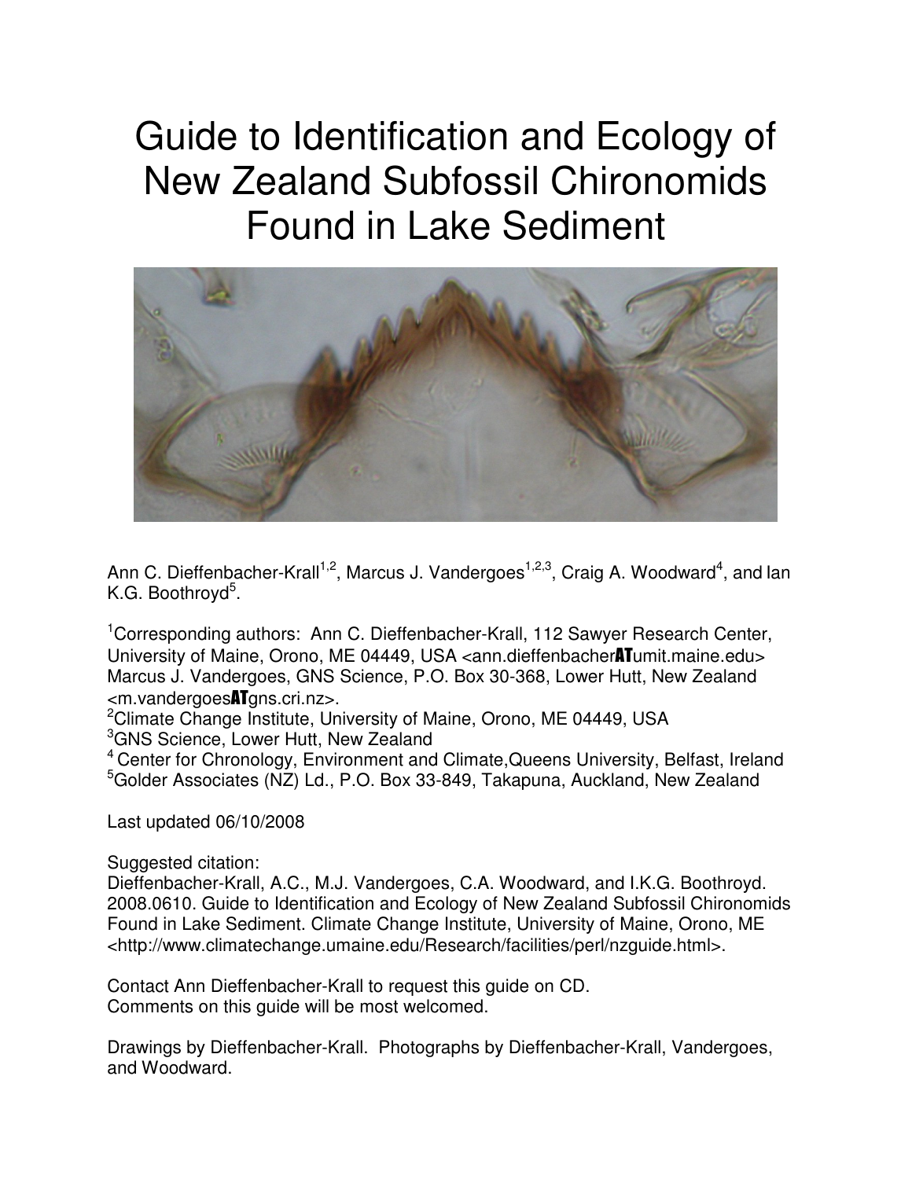# Guide to Identification and Ecology of New Zealand Subfossil Chironomids Found in Lake Sediment

Ann C. Dieffenbacher-Krall[1,2], Marcus J. Vandergoes[1,2,3], Craig A. Woodward[4], and Ian K.G. Boothroyd[5].

[1]Corresponding authors: Ann C. Dieffenbacher-Krall, 112 Sawyer Research Center, University of Maine, Orono, ME 04449, USA <ann.dieffenbacherATumit.maine.edu>
Marcus J. Vandergoes, GNS Science, P.O. Box 30-368, Lower Hutt, New Zealand <m.vandergoesATgns.cri.nz>.
[2]Climate Change Institute, University of Maine, Orono, ME 04449, USA
[3]GNS Science, Lower Hutt, New Zealand
[4] Center for Chronology, Environment and Climate,Queens University, Belfast, Ireland
[5]Golder Associates (NZ) Ld., P.O. Box 33-849, Takapuna, Auckland, New Zealand

Last updated 06/10/2008

Suggested citation:
Dieffenbacher-Krall, A.C., M.J. Vandergoes, C.A. Woodward, and I.K.G. Boothroyd. 2008.0610. Guide to Identification and Ecology of New Zealand Subfossil Chironomids Found in Lake Sediment. Climate Change Institute, University of Maine, Orono, ME <http://www.climatechange.umaine.edu/Research/facilities/perl/nzguide.html>.

Contact Ann Dieffenbacher-Krall to request this guide on CD.
Comments on this guide will be most welcomed.

Drawings by Dieffenbacher-Krall. Photographs by Dieffenbacher-Krall, Vandergoes, and Woodward.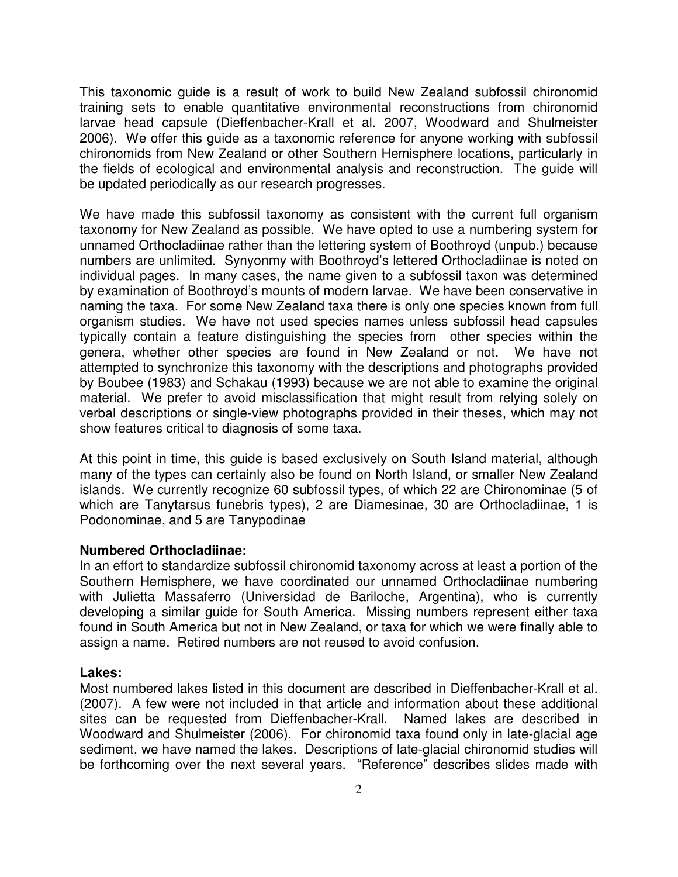This taxonomic guide is a result of work to build New Zealand subfossil chironomid training sets to enable quantitative environmental reconstructions from chironomid larvae head capsule (Dieffenbacher-Krall et al. 2007, Woodward and Shulmeister 2006). We offer this guide as a taxonomic reference for anyone working with subfossil chironomids from New Zealand or other Southern Hemisphere locations, particularly in the fields of ecological and environmental analysis and reconstruction. The guide will be updated periodically as our research progresses.

We have made this subfossil taxonomy as consistent with the current full organism taxonomy for New Zealand as possible. We have opted to use a numbering system for unnamed Orthocladiinae rather than the lettering system of Boothroyd (unpub.) because numbers are unlimited. Synyonmy with Boothroyd's lettered Orthocladiinae is noted on individual pages. In many cases, the name given to a subfossil taxon was determined by examination of Boothroyd's mounts of modern larvae. We have been conservative in naming the taxa. For some New Zealand taxa there is only one species known from full organism studies. We have not used species names unless subfossil head capsules typically contain a feature distinguishing the species from other species within the genera, whether other species are found in New Zealand or not. We have not attempted to synchronize this taxonomy with the descriptions and photographs provided by Boubee (1983) and Schakau (1993) because we are not able to examine the original material. We prefer to avoid misclassification that might result from relying solely on verbal descriptions or single-view photographs provided in their theses, which may not show features critical to diagnosis of some taxa.

At this point in time, this guide is based exclusively on South Island material, although many of the types can certainly also be found on North Island, or smaller New Zealand islands. We currently recognize 60 subfossil types, of which 22 are Chironominae (5 of which are Tanytarsus funebris types), 2 are Diamesinae, 30 are Orthocladiinae, 1 is Podonominae, and 5 are Tanypodinae

**Numbered Orthocladiinae:**
In an effort to standardize subfossil chironomid taxonomy across at least a portion of the Southern Hemisphere, we have coordinated our unnamed Orthocladiinae numbering with Julietta Massaferro (Universidad de Bariloche, Argentina), who is currently developing a similar guide for South America. Missing numbers represent either taxa found in South America but not in New Zealand, or taxa for which we were finally able to assign a name. Retired numbers are not reused to avoid confusion.

**Lakes:**
Most numbered lakes listed in this document are described in Dieffenbacher-Krall et al. (2007). A few were not included in that article and information about these additional sites can be requested from Dieffenbacher-Krall. Named lakes are described in Woodward and Shulmeister (2006). For chironomid taxa found only in late-glacial age sediment, we have named the lakes. Descriptions of late-glacial chironomid studies will be forthcoming over the next several years. "Reference" describes slides made with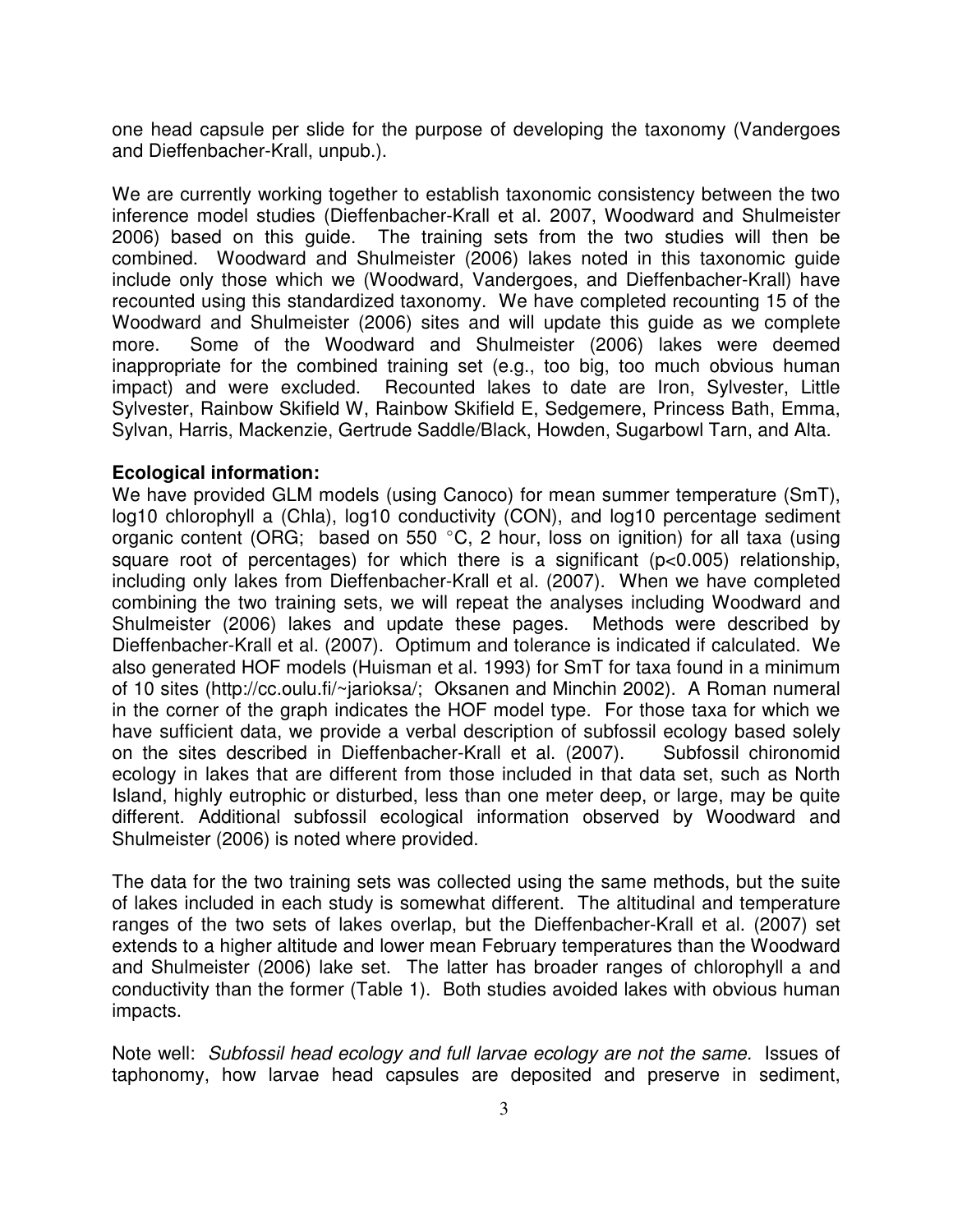one head capsule per slide for the purpose of developing the taxonomy (Vandergoes and Dieffenbacher-Krall, unpub.).

We are currently working together to establish taxonomic consistency between the two inference model studies (Dieffenbacher-Krall et al. 2007, Woodward and Shulmeister 2006) based on this guide. The training sets from the two studies will then be combined. Woodward and Shulmeister (2006) lakes noted in this taxonomic guide include only those which we (Woodward, Vandergoes, and Dieffenbacher-Krall) have recounted using this standardized taxonomy. We have completed recounting 15 of the Woodward and Shulmeister (2006) sites and will update this guide as we complete more. Some of the Woodward and Shulmeister (2006) lakes were deemed inappropriate for the combined training set (e.g., too big, too much obvious human impact) and were excluded. Recounted lakes to date are Iron, Sylvester, Little Sylvester, Rainbow Skifield W, Rainbow Skifield E, Sedgemere, Princess Bath, Emma, Sylvan, Harris, Mackenzie, Gertrude Saddle/Black, Howden, Sugarbowl Tarn, and Alta.

**Ecological information:**
We have provided GLM models (using Canoco) for mean summer temperature (SmT), log10 chlorophyll a (Chla), log10 conductivity (CON), and log10 percentage sediment organic content (ORG; based on 550 °C, 2 hour, loss on ignition) for all taxa (using square root of percentages) for which there is a significant ($p<0.005$) relationship, including only lakes from Dieffenbacher-Krall et al. (2007). When we have completed combining the two training sets, we will repeat the analyses including Woodward and Shulmeister (2006) lakes and update these pages. Methods were described by Dieffenbacher-Krall et al. (2007). Optimum and tolerance is indicated if calculated. We also generated HOF models (Huisman et al. 1993) for SmT for taxa found in a minimum of 10 sites (http://cc.oulu.fi/~jarioksa/; Oksanen and Minchin 2002). A Roman numeral in the corner of the graph indicates the HOF model type. For those taxa for which we have sufficient data, we provide a verbal description of subfossil ecology based solely on the sites described in Dieffenbacher-Krall et al. (2007). Subfossil chironomid ecology in lakes that are different from those included in that data set, such as North Island, highly eutrophic or disturbed, less than one meter deep, or large, may be quite different. Additional subfossil ecological information observed by Woodward and Shulmeister (2006) is noted where provided.

The data for the two training sets was collected using the same methods, but the suite of lakes included in each study is somewhat different. The altitudinal and temperature ranges of the two sets of lakes overlap, but the Dieffenbacher-Krall et al. (2007) set extends to a higher altitude and lower mean February temperatures than the Woodward and Shulmeister (2006) lake set. The latter has broader ranges of chlorophyll a and conductivity than the former (Table 1). Both studies avoided lakes with obvious human impacts.

Note well: *Subfossil head ecology and full larvae ecology are not the same.* Issues of taphonomy, how larvae head capsules are deposited and preserve in sediment,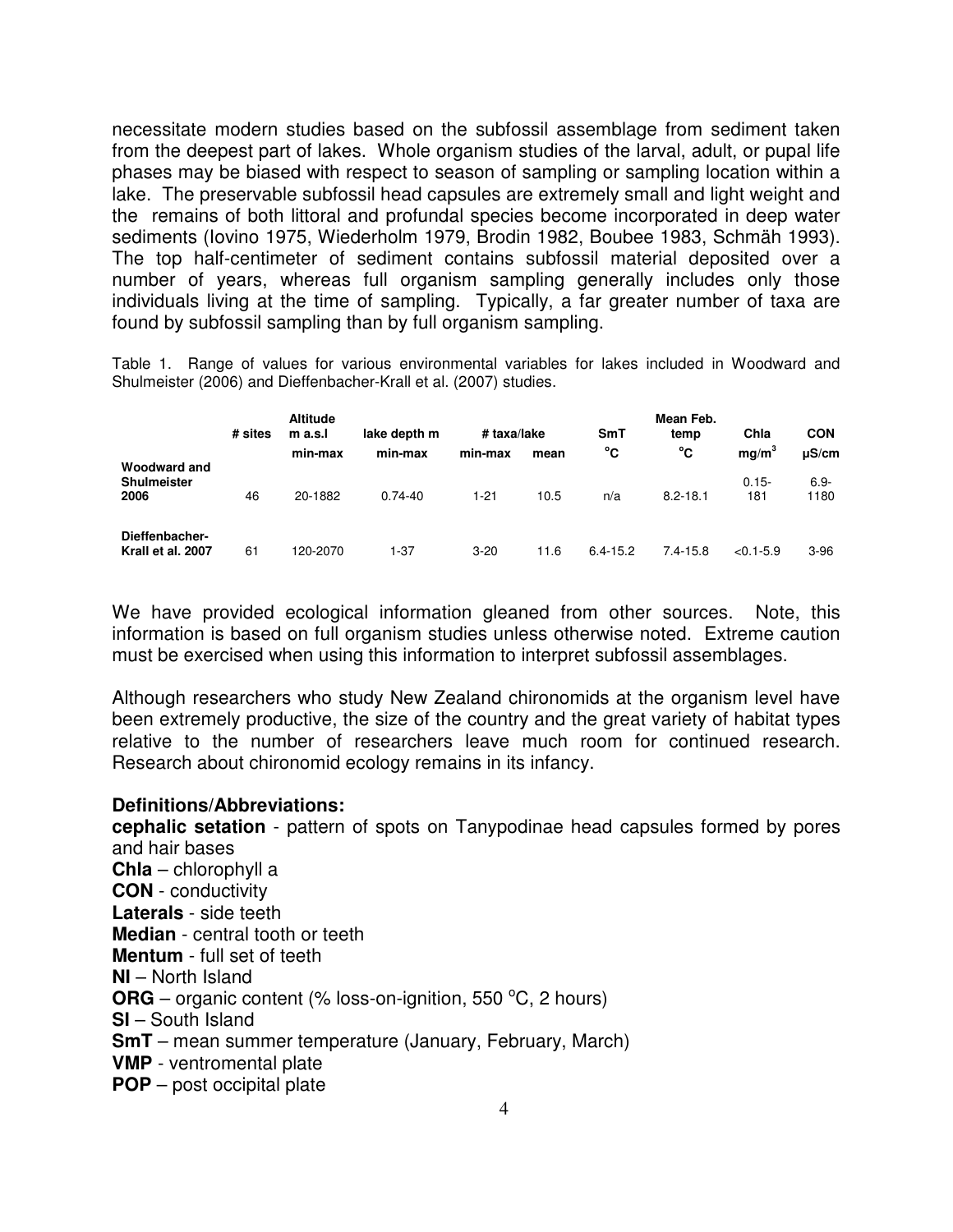necessitate modern studies based on the subfossil assemblage from sediment taken from the deepest part of lakes. Whole organism studies of the larval, adult, or pupal life phases may be biased with respect to season of sampling or sampling location within a lake. The preservable subfossil head capsules are extremely small and light weight and the remains of both littoral and profundal species become incorporated in deep water sediments (Iovino 1975, Wiederholm 1979, Brodin 1982, Boubee 1983, Schmäh 1993). The top half-centimeter of sediment contains subfossil material deposited over a number of years, whereas full organism sampling generally includes only those individuals living at the time of sampling. Typically, a far greater number of taxa are found by subfossil sampling than by full organism sampling.

Table 1. Range of values for various environmental variables for lakes included in Woodward and Shulmeister (2006) and Dieffenbacher-Krall et al. (2007) studies.

| | # sites | Altitude m a.s.l min-max | lake depth m min-max | # taxa/lake min-max | # taxa/lake mean | SmT °C | Mean Feb. temp °C | Chla mg/m$^3$ | CON μS/cm |
|---|---|---|---|---|---|---|---|---|---|
| Woodward and Shulmeister 2006 | 46 | 20-1882 | 0.74-40 | 1-21 | 10.5 | n/a | 8.2-18.1 | 0.15-181 | 6.9-1180 |
| Dieffenbacher-Krall et al. 2007 | 61 | 120-2070 | 1-37 | 3-20 | 11.6 | 6.4-15.2 | 7.4-15.8 | <0.1-5.9 | 3-96 |

We have provided ecological information gleaned from other sources. Note, this information is based on full organism studies unless otherwise noted. Extreme caution must be exercised when using this information to interpret subfossil assemblages.

Although researchers who study New Zealand chironomids at the organism level have been extremely productive, the size of the country and the great variety of habitat types relative to the number of researchers leave much room for continued research. Research about chironomid ecology remains in its infancy.

**Definitions/Abbreviations:**

**cephalic setation** - pattern of spots on Tanypodinae head capsules formed by pores and hair bases
**Chla** – chlorophyll a
**CON** - conductivity
**Laterals** - side teeth
**Median** - central tooth or teeth
**Mentum** - full set of teeth
**NI** – North Island
**ORG** – organic content (% loss-on-ignition, 550 °C, 2 hours)
**SI** – South Island
**SmT** – mean summer temperature (January, February, March)
**VMP** - ventromental plate
**POP** – post occipital plate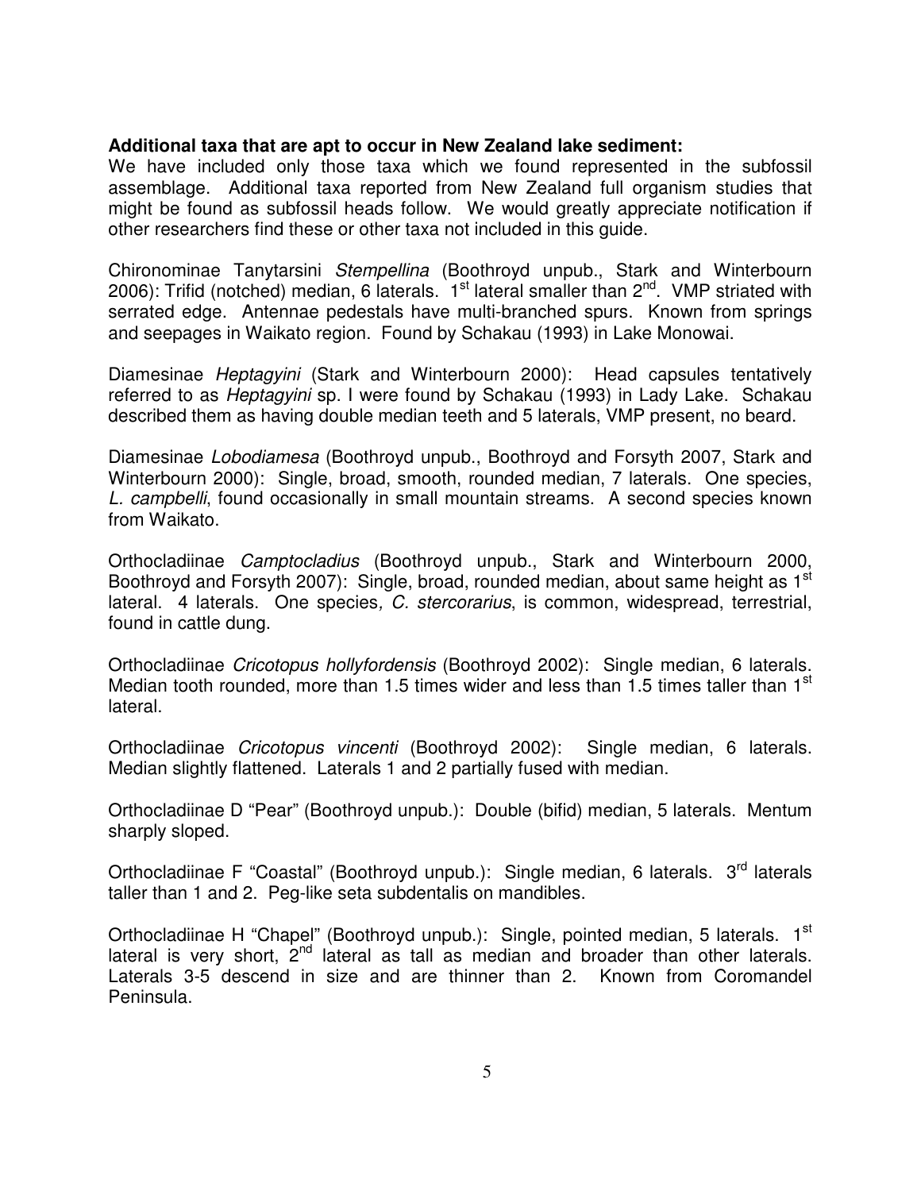**Additional taxa that are apt to occur in New Zealand lake sediment:**
We have included only those taxa which we found represented in the subfossil assemblage. Additional taxa reported from New Zealand full organism studies that might be found as subfossil heads follow. We would greatly appreciate notification if other researchers find these or other taxa not included in this guide.

Chironominae Tanytarsini *Stempellina* (Boothroyd unpub., Stark and Winterbourn 2006): Trifid (notched) median, 6 laterals. 1st lateral smaller than 2nd. VMP striated with serrated edge. Antennae pedestals have multi-branched spurs. Known from springs and seepages in Waikato region. Found by Schakau (1993) in Lake Monowai.

Diamesinae *Heptagyini* (Stark and Winterbourn 2000): Head capsules tentatively referred to as *Heptagyini* sp. I were found by Schakau (1993) in Lady Lake. Schakau described them as having double median teeth and 5 laterals, VMP present, no beard.

Diamesinae *Lobodiamesa* (Boothroyd unpub., Boothroyd and Forsyth 2007, Stark and Winterbourn 2000): Single, broad, smooth, rounded median, 7 laterals. One species, *L. campbelli*, found occasionally in small mountain streams. A second species known from Waikato.

Orthocladiinae *Camptocladius* (Boothroyd unpub., Stark and Winterbourn 2000, Boothroyd and Forsyth 2007): Single, broad, rounded median, about same height as 1st lateral. 4 laterals. One species, *C. stercorarius*, is common, widespread, terrestrial, found in cattle dung.

Orthocladiinae *Cricotopus hollyfordensis* (Boothroyd 2002): Single median, 6 laterals. Median tooth rounded, more than 1.5 times wider and less than 1.5 times taller than 1st lateral.

Orthocladiinae *Cricotopus vincenti* (Boothroyd 2002): Single median, 6 laterals. Median slightly flattened. Laterals 1 and 2 partially fused with median.

Orthocladiinae D "Pear" (Boothroyd unpub.): Double (bifid) median, 5 laterals. Mentum sharply sloped.

Orthocladiinae F "Coastal" (Boothroyd unpub.): Single median, 6 laterals. 3rd laterals taller than 1 and 2. Peg-like seta subdentalis on mandibles.

Orthocladiinae H "Chapel" (Boothroyd unpub.): Single, pointed median, 5 laterals. 1st lateral is very short, 2nd lateral as tall as median and broader than other laterals. Laterals 3-5 descend in size and are thinner than 2. Known from Coromandel Peninsula.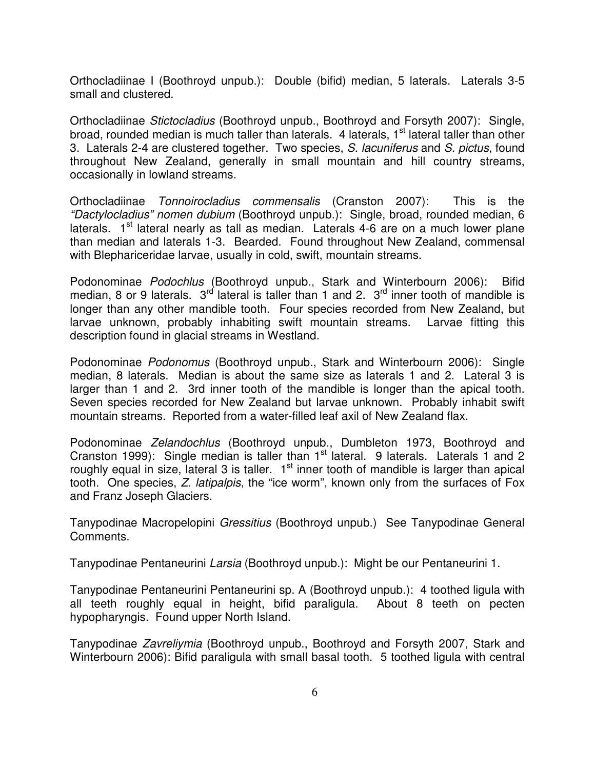Orthocladiinae I (Boothroyd unpub.): Double (bifid) median, 5 laterals. Laterals 3-5 small and clustered.

Orthocladiinae *Stictocladius* (Boothroyd unpub., Boothroyd and Forsyth 2007): Single, broad, rounded median is much taller than laterals. 4 laterals, 1st lateral taller than other 3. Laterals 2-4 are clustered together. Two species, *S. lacuniferus* and *S. pictus*, found throughout New Zealand, generally in small mountain and hill country streams, occasionally in lowland streams.

Orthocladiinae *Tonnoirocladius commensalis* (Cranston 2007): This is the *"Dactylocladius" nomen dubium* (Boothroyd unpub.): Single, broad, rounded median, 6 laterals. 1st lateral nearly as tall as median. Laterals 4-6 are on a much lower plane than median and laterals 1-3. Bearded. Found throughout New Zealand, commensal with Blephariceridae larvae, usually in cold, swift, mountain streams.

Podonominae *Podochlus* (Boothroyd unpub., Stark and Winterbourn 2006): Bifid median, 8 or 9 laterals. 3rd lateral is taller than 1 and 2. 3rd inner tooth of mandible is longer than any other mandible tooth. Four species recorded from New Zealand, but larvae unknown, probably inhabiting swift mountain streams. Larvae fitting this description found in glacial streams in Westland.

Podonominae *Podonomus* (Boothroyd unpub., Stark and Winterbourn 2006): Single median, 8 laterals. Median is about the same size as laterals 1 and 2. Lateral 3 is larger than 1 and 2. 3rd inner tooth of the mandible is longer than the apical tooth. Seven species recorded for New Zealand but larvae unknown. Probably inhabit swift mountain streams. Reported from a water-filled leaf axil of New Zealand flax.

Podonominae *Zelandochlus* (Boothroyd unpub., Dumbleton 1973, Boothroyd and Cranston 1999): Single median is taller than 1st lateral. 9 laterals. Laterals 1 and 2 roughly equal in size, lateral 3 is taller. 1st inner tooth of mandible is larger than apical tooth. One species, *Z. latipalpis*, the "ice worm", known only from the surfaces of Fox and Franz Joseph Glaciers.

Tanypodinae Macropelopini *Gressitius* (Boothroyd unpub.) See Tanypodinae General Comments.

Tanypodinae Pentaneurini *Larsia* (Boothroyd unpub.): Might be our Pentaneurini 1.

Tanypodinae Pentaneurini Pentaneurini sp. A (Boothroyd unpub.): 4 toothed ligula with all teeth roughly equal in height, bifid paraligula. About 8 teeth on pecten hypopharyngis. Found upper North Island.

Tanypodinae *Zavreliymia* (Boothroyd unpub., Boothroyd and Forsyth 2007, Stark and Winterbourn 2006): Bifid paraligula with small basal tooth. 5 toothed ligula with central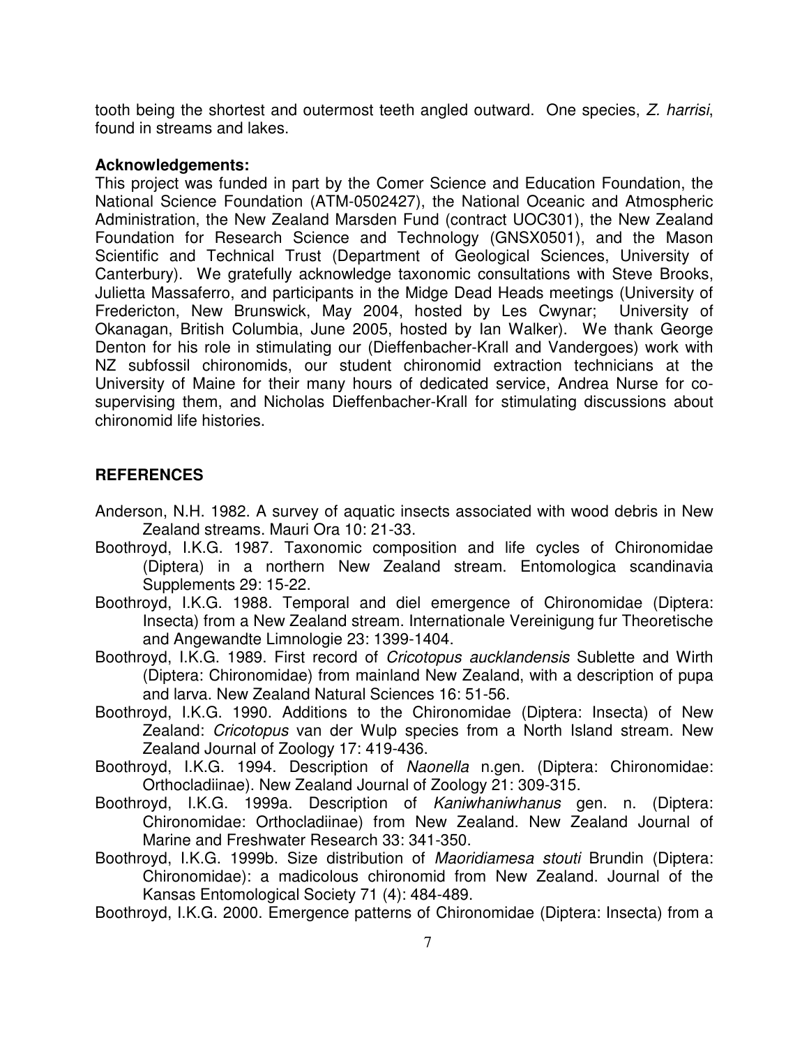tooth being the shortest and outermost teeth angled outward. One species, *Z. harrisi*, found in streams and lakes.

**Acknowledgements:**

This project was funded in part by the Comer Science and Education Foundation, the National Science Foundation (ATM-0502427), the National Oceanic and Atmospheric Administration, the New Zealand Marsden Fund (contract UOC301), the New Zealand Foundation for Research Science and Technology (GNSX0501), and the Mason Scientific and Technical Trust (Department of Geological Sciences, University of Canterbury). We gratefully acknowledge taxonomic consultations with Steve Brooks, Julietta Massaferro, and participants in the Midge Dead Heads meetings (University of Fredericton, New Brunswick, May 2004, hosted by Les Cwynar; University of Okanagan, British Columbia, June 2005, hosted by Ian Walker). We thank George Denton for his role in stimulating our (Dieffenbacher-Krall and Vandergoes) work with NZ subfossil chironomids, our student chironomid extraction technicians at the University of Maine for their many hours of dedicated service, Andrea Nurse for co-supervising them, and Nicholas Dieffenbacher-Krall for stimulating discussions about chironomid life histories.

## REFERENCES

Anderson, N.H. 1982. A survey of aquatic insects associated with wood debris in New Zealand streams. Mauri Ora 10: 21-33.

Boothroyd, I.K.G. 1987. Taxonomic composition and life cycles of Chironomidae (Diptera) in a northern New Zealand stream. Entomologica scandinavia Supplements 29: 15-22.

Boothroyd, I.K.G. 1988. Temporal and diel emergence of Chironomidae (Diptera: Insecta) from a New Zealand stream. Internationale Vereinigung fur Theoretische and Angewandte Limnologie 23: 1399-1404.

Boothroyd, I.K.G. 1989. First record of *Cricotopus aucklandensis* Sublette and Wirth (Diptera: Chironomidae) from mainland New Zealand, with a description of pupa and larva. New Zealand Natural Sciences 16: 51-56.

Boothroyd, I.K.G. 1990. Additions to the Chironomidae (Diptera: Insecta) of New Zealand: *Cricotopus* van der Wulp species from a North Island stream. New Zealand Journal of Zoology 17: 419-436.

Boothroyd, I.K.G. 1994. Description of *Naonella* n.gen. (Diptera: Chironomidae: Orthocladiinae). New Zealand Journal of Zoology 21: 309-315.

Boothroyd, I.K.G. 1999a. Description of *Kaniwhaniwhanus* gen. n. (Diptera: Chironomidae: Orthocladiinae) from New Zealand. New Zealand Journal of Marine and Freshwater Research 33: 341-350.

Boothroyd, I.K.G. 1999b. Size distribution of *Maoridiamesa stouti* Brundin (Diptera: Chironomidae): a madicolous chironomid from New Zealand. Journal of the Kansas Entomological Society 71 (4): 484-489.

Boothroyd, I.K.G. 2000. Emergence patterns of Chironomidae (Diptera: Insecta) from a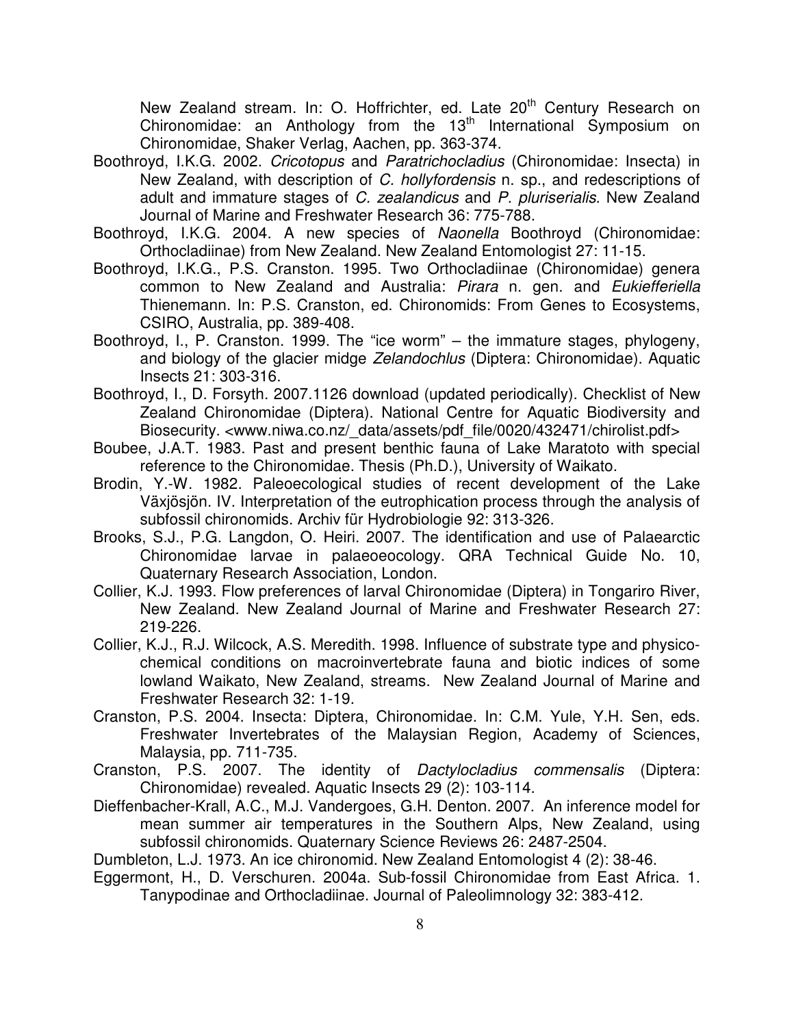New Zealand stream. In: O. Hoffrichter, ed. Late 20th Century Research on Chironomidae: an Anthology from the 13th International Symposium on Chironomidae, Shaker Verlag, Aachen, pp. 363-374.

Boothroyd, I.K.G. 2002. *Cricotopus* and *Paratrichocladius* (Chironomidae: Insecta) in New Zealand, with description of *C. hollyfordensis* n. sp., and redescriptions of adult and immature stages of *C. zealandicus* and *P. pluriserialis*. New Zealand Journal of Marine and Freshwater Research 36: 775-788.

Boothroyd, I.K.G. 2004. A new species of *Naonella* Boothroyd (Chironomidae: Orthocladiinae) from New Zealand. New Zealand Entomologist 27: 11-15.

Boothroyd, I.K.G., P.S. Cranston. 1995. Two Orthocladiinae (Chironomidae) genera common to New Zealand and Australia: *Pirara* n. gen. and *Eukiefferiella* Thienemann. In: P.S. Cranston, ed. Chironomids: From Genes to Ecosystems, CSIRO, Australia, pp. 389-408.

Boothroyd, I., P. Cranston. 1999. The "ice worm" – the immature stages, phylogeny, and biology of the glacier midge *Zelandochlus* (Diptera: Chironomidae). Aquatic Insects 21: 303-316.

Boothroyd, I., D. Forsyth. 2007.1126 download (updated periodically). Checklist of New Zealand Chironomidae (Diptera). National Centre for Aquatic Biodiversity and Biosecurity. <www.niwa.co.nz/_data/assets/pdf_file/0020/432471/chirolist.pdf>

Boubee, J.A.T. 1983. Past and present benthic fauna of Lake Maratoto with special reference to the Chironomidae. Thesis (Ph.D.), University of Waikato.

Brodin, Y.-W. 1982. Paleoecological studies of recent development of the Lake Växjösjön. IV. Interpretation of the eutrophication process through the analysis of subfossil chironomids. Archiv für Hydrobiologie 92: 313-326.

Brooks, S.J., P.G. Langdon, O. Heiri. 2007. The identification and use of Palaearctic Chironomidae larvae in palaeoecology. QRA Technical Guide No. 10, Quaternary Research Association, London.

Collier, K.J. 1993. Flow preferences of larval Chironomidae (Diptera) in Tongariro River, New Zealand. New Zealand Journal of Marine and Freshwater Research 27: 219-226.

Collier, K.J., R.J. Wilcock, A.S. Meredith. 1998. Influence of substrate type and physico-chemical conditions on macroinvertebrate fauna and biotic indices of some lowland Waikato, New Zealand, streams. New Zealand Journal of Marine and Freshwater Research 32: 1-19.

Cranston, P.S. 2004. Insecta: Diptera, Chironomidae. In: C.M. Yule, Y.H. Sen, eds. Freshwater Invertebrates of the Malaysian Region, Academy of Sciences, Malaysia, pp. 711-735.

Cranston, P.S. 2007. The identity of *Dactylocladius commensalis* (Diptera: Chironomidae) revealed. Aquatic Insects 29 (2): 103-114.

Dieffenbacher-Krall, A.C., M.J. Vandergoes, G.H. Denton. 2007. An inference model for mean summer air temperatures in the Southern Alps, New Zealand, using subfossil chironomids. Quaternary Science Reviews 26: 2487-2504.

Dumbleton, L.J. 1973. An ice chironomid. New Zealand Entomologist 4 (2): 38-46.

Eggermont, H., D. Verschuren. 2004a. Sub-fossil Chironomidae from East Africa. 1. Tanypodinae and Orthocladiinae. Journal of Paleolimnology 32: 383-412.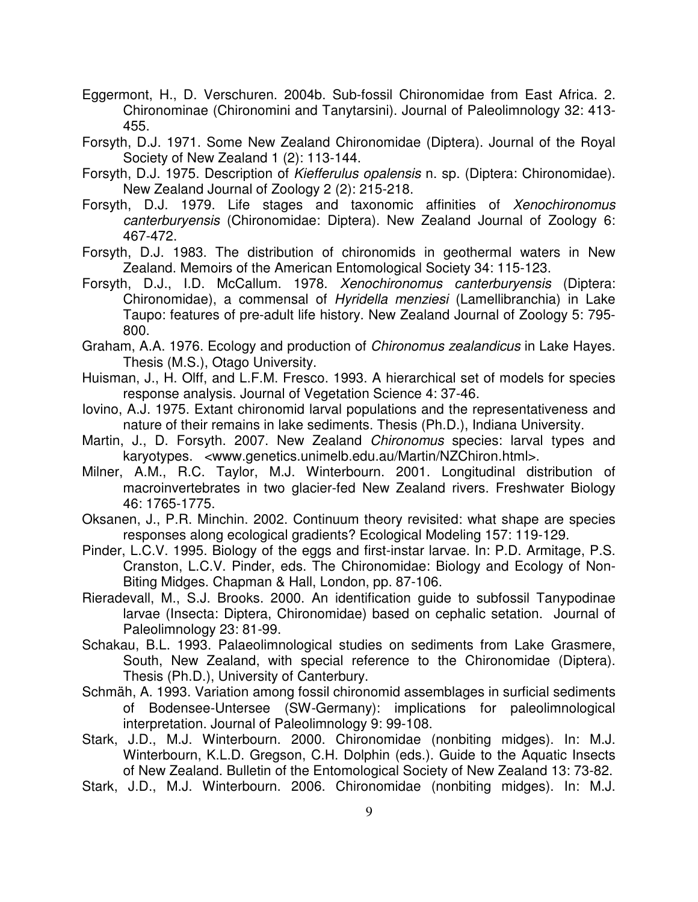Eggermont, H., D. Verschuren. 2004b. Sub-fossil Chironomidae from East Africa. 2. Chironominae (Chironomini and Tanytarsini). Journal of Paleolimnology 32: 413-455.

Forsyth, D.J. 1971. Some New Zealand Chironomidae (Diptera). Journal of the Royal Society of New Zealand 1 (2): 113-144.

Forsyth, D.J. 1975. Description of *Kiefferulus opalensis* n. sp. (Diptera: Chironomidae). New Zealand Journal of Zoology 2 (2): 215-218.

Forsyth, D.J. 1979. Life stages and taxonomic affinities of *Xenochironomus canterburyensis* (Chironomidae: Diptera). New Zealand Journal of Zoology 6: 467-472.

Forsyth, D.J. 1983. The distribution of chironomids in geothermal waters in New Zealand. Memoirs of the American Entomological Society 34: 115-123.

Forsyth, D.J., I.D. McCallum. 1978. *Xenochironomus canterburyensis* (Diptera: Chironomidae), a commensal of *Hyridella menziesi* (Lamellibranchia) in Lake Taupo: features of pre-adult life history. New Zealand Journal of Zoology 5: 795-800.

Graham, A.A. 1976. Ecology and production of *Chironomus zealandicus* in Lake Hayes. Thesis (M.S.), Otago University.

Huisman, J., H. Olff, and L.F.M. Fresco. 1993. A hierarchical set of models for species response analysis. Journal of Vegetation Science 4: 37-46.

Iovino, A.J. 1975. Extant chironomid larval populations and the representativeness and nature of their remains in lake sediments. Thesis (Ph.D.), Indiana University.

Martin, J., D. Forsyth. 2007. New Zealand *Chironomus* species: larval types and karyotypes. <www.genetics.unimelb.edu.au/Martin/NZChiron.html>.

Milner, A.M., R.C. Taylor, M.J. Winterbourn. 2001. Longitudinal distribution of macroinvertebrates in two glacier-fed New Zealand rivers. Freshwater Biology 46: 1765-1775.

Oksanen, J., P.R. Minchin. 2002. Continuum theory revisited: what shape are species responses along ecological gradients? Ecological Modeling 157: 119-129.

Pinder, L.C.V. 1995. Biology of the eggs and first-instar larvae. In: P.D. Armitage, P.S. Cranston, L.C.V. Pinder, eds. The Chironomidae: Biology and Ecology of Non-Biting Midges. Chapman & Hall, London, pp. 87-106.

Rieradevall, M., S.J. Brooks. 2000. An identification guide to subfossil Tanypodinae larvae (Insecta: Diptera, Chironomidae) based on cephalic setation. Journal of Paleolimnology 23: 81-99.

Schakau, B.L. 1993. Palaeolimnological studies on sediments from Lake Grasmere, South, New Zealand, with special reference to the Chironomidae (Diptera). Thesis (Ph.D.), University of Canterbury.

Schmäh, A. 1993. Variation among fossil chironomid assemblages in surficial sediments of Bodensee-Untersee (SW-Germany): implications for paleolimnological interpretation. Journal of Paleolimnology 9: 99-108.

Stark, J.D., M.J. Winterbourn. 2000. Chironomidae (nonbiting midges). In: M.J. Winterbourn, K.L.D. Gregson, C.H. Dolphin (eds.). Guide to the Aquatic Insects of New Zealand. Bulletin of the Entomological Society of New Zealand 13: 73-82.

Stark, J.D., M.J. Winterbourn. 2006. Chironomidae (nonbiting midges). In: M.J.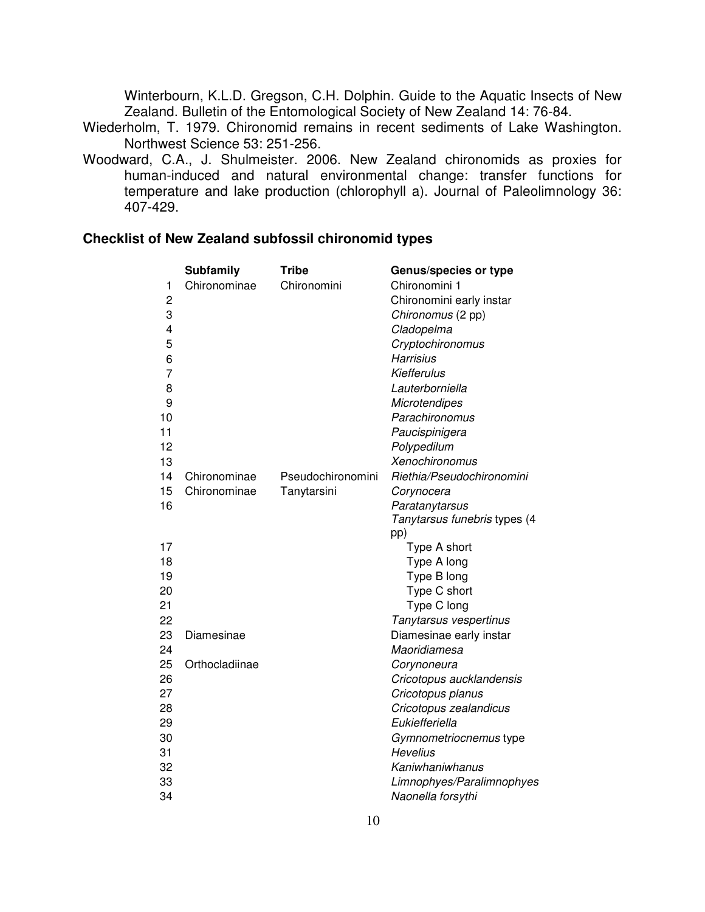Winterbourn, K.L.D. Gregson, C.H. Dolphin. Guide to the Aquatic Insects of New Zealand. Bulletin of the Entomological Society of New Zealand 14: 76-84.

Wiederholm, T. 1979. Chironomid remains in recent sediments of Lake Washington. Northwest Science 53: 251-256.

Woodward, C.A., J. Shulmeister. 2006. New Zealand chironomids as proxies for human-induced and natural environmental change: transfer functions for temperature and lake production (chlorophyll a). Journal of Paleolimnology 36: 407-429.

## Checklist of New Zealand subfossil chironomid types

| | Subfamily | Tribe | Genus/species or type |
|---|---|---|---|
| 1 | Chironominae | Chironomini | Chironomini 1 |
| 2 | | | Chironomini early instar |
| 3 | | | *Chironomus* (2 pp) |
| 4 | | | *Cladopelma* |
| 5 | | | *Cryptochironomus* |
| 6 | | | *Harrisius* |
| 7 | | | *Kiefferulus* |
| 8 | | | *Lauterborniella* |
| 9 | | | *Microtendipes* |
| 10 | | | *Parachironomus* |
| 11 | | | *Paucispinigera* |
| 12 | | | *Polypedilum* |
| 13 | | | *Xenochironomus* |
| 14 | Chironominae | Pseudochironomini | *Riethia/Pseudochironomini* |
| 15 | Chironominae | Tanytarsini | *Corynocera* |
| 16 | | | *Paratanytarsus* |
| | | | *Tanytarsus funebris* types (4 pp) |
| 17 | | | Type A short |
| 18 | | | Type A long |
| 19 | | | Type B long |
| 20 | | | Type C short |
| 21 | | | Type C long |
| 22 | | | *Tanytarsus vespertinus* |
| 23 | Diamesinae | | Diamesinae early instar |
| 24 | | | *Maoridiamesa* |
| 25 | Orthocladiinae | | *Corynoneura* |
| 26 | | | *Cricotopus aucklandensis* |
| 27 | | | *Cricotopus planus* |
| 28 | | | *Cricotopus zealandicus* |
| 29 | | | *Eukiefferiella* |
| 30 | | | *Gymnometriocnemus* type |
| 31 | | | *Hevelius* |
| 32 | | | *Kaniwhaniwhanus* |
| 33 | | | *Limnophyes/Paralimnophyes* |
| 34 | | | *Naonella forsythi* |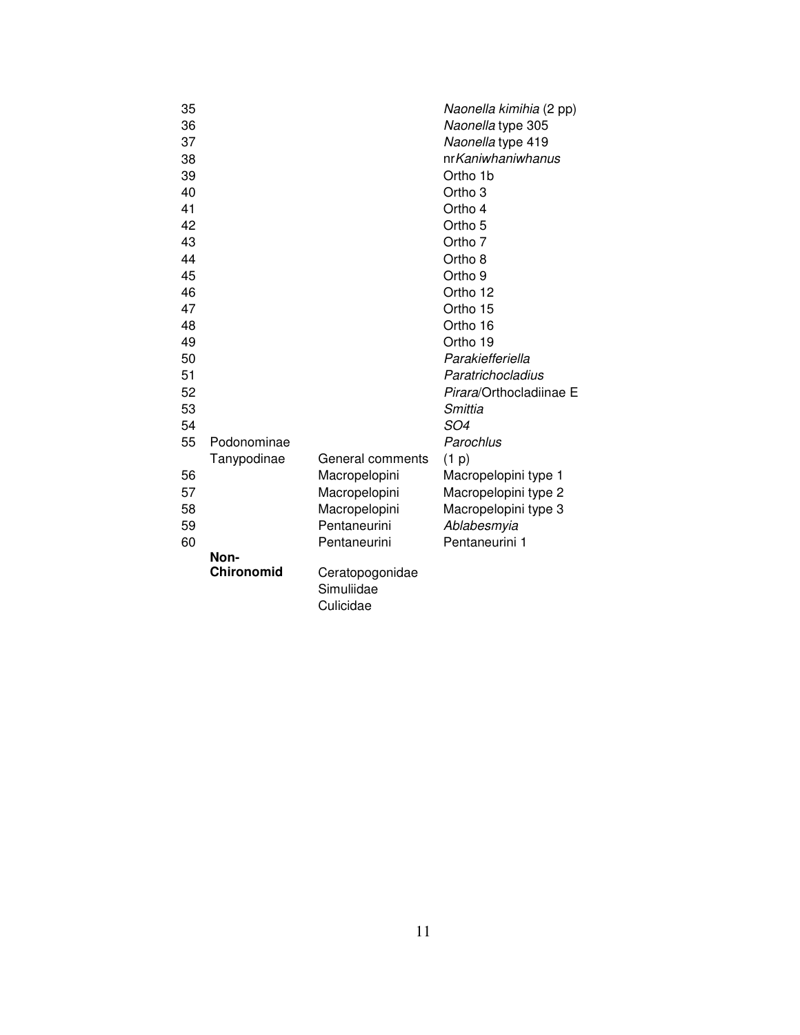| | | | |
|---|---|---|---|
| 35 | | | *Naonella kimihia* (2 pp) |
| 36 | | | *Naonella* type 305 |
| 37 | | | *Naonella* type 419 |
| 38 | | | nr*Kaniwhaniwhanus* |
| 39 | | | Ortho 1b |
| 40 | | | Ortho 3 |
| 41 | | | Ortho 4 |
| 42 | | | Ortho 5 |
| 43 | | | Ortho 7 |
| 44 | | | Ortho 8 |
| 45 | | | Ortho 9 |
| 46 | | | Ortho 12 |
| 47 | | | Ortho 15 |
| 48 | | | Ortho 16 |
| 49 | | | Ortho 19 |
| 50 | | | *Parakiefferiella* |
| 51 | | | *Paratrichocladius* |
| 52 | | | *Pirara*/Orthocladiinae E |
| 53 | | | *Smittia* |
| 54 | | | *SO4* |
| 55 | Podonominae | | *Parochlus* |
| | Tanypodinae | General comments | (1 p) |
| 56 | | Macropelopini | Macropelopini type 1 |
| 57 | | Macropelopini | Macropelopini type 2 |
| 58 | | Macropelopini | Macropelopini type 3 |
| 59 | | Pentaneurini | *Ablabesmyia* |
| 60 | | Pentaneurini | Pentaneurini 1 |
| | **Non-Chironomid** | Ceratopogonidae | |
| | | Simuliidae | |
| | | Culicidae | |